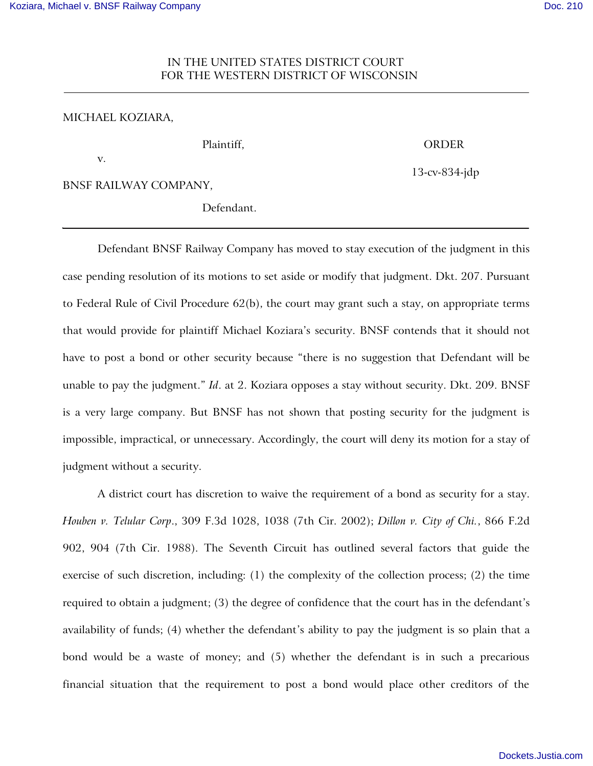IN THE UNITED STATES DISTRICT COURT
FOR THE WESTERN DISTRICT OF WISCONSIN

---

MICHAEL KOZIARA,

Plaintiff,

v.

BNSF RAILWAY COMPANY,

Defendant.

ORDER

13-cv-834-jdp

---

Defendant BNSF Railway Company has moved to stay execution of the judgment in this case pending resolution of its motions to set aside or modify that judgment. Dkt. 207. Pursuant to Federal Rule of Civil Procedure 62(b), the court may grant such a stay, on appropriate terms that would provide for plaintiff Michael Koziara's security. BNSF contends that it should not have to post a bond or other security because "there is no suggestion that Defendant will be unable to pay the judgment." *Id*. at 2. Koziara opposes a stay without security. Dkt. 209. BNSF is a very large company. But BNSF has not shown that posting security for the judgment is impossible, impractical, or unnecessary. Accordingly, the court will deny its motion for a stay of judgment without a security.

A district court has discretion to waive the requirement of a bond as security for a stay. *Houben v. Telular Corp*., 309 F.3d 1028, 1038 (7th Cir. 2002); *Dillon v. City of Chi.*, 866 F.2d 902, 904 (7th Cir. 1988). The Seventh Circuit has outlined several factors that guide the exercise of such discretion, including: (1) the complexity of the collection process; (2) the time required to obtain a judgment; (3) the degree of confidence that the court has in the defendant's availability of funds; (4) whether the defendant's ability to pay the judgment is so plain that a bond would be a waste of money; and (5) whether the defendant is in such a precarious financial situation that the requirement to post a bond would place other creditors of the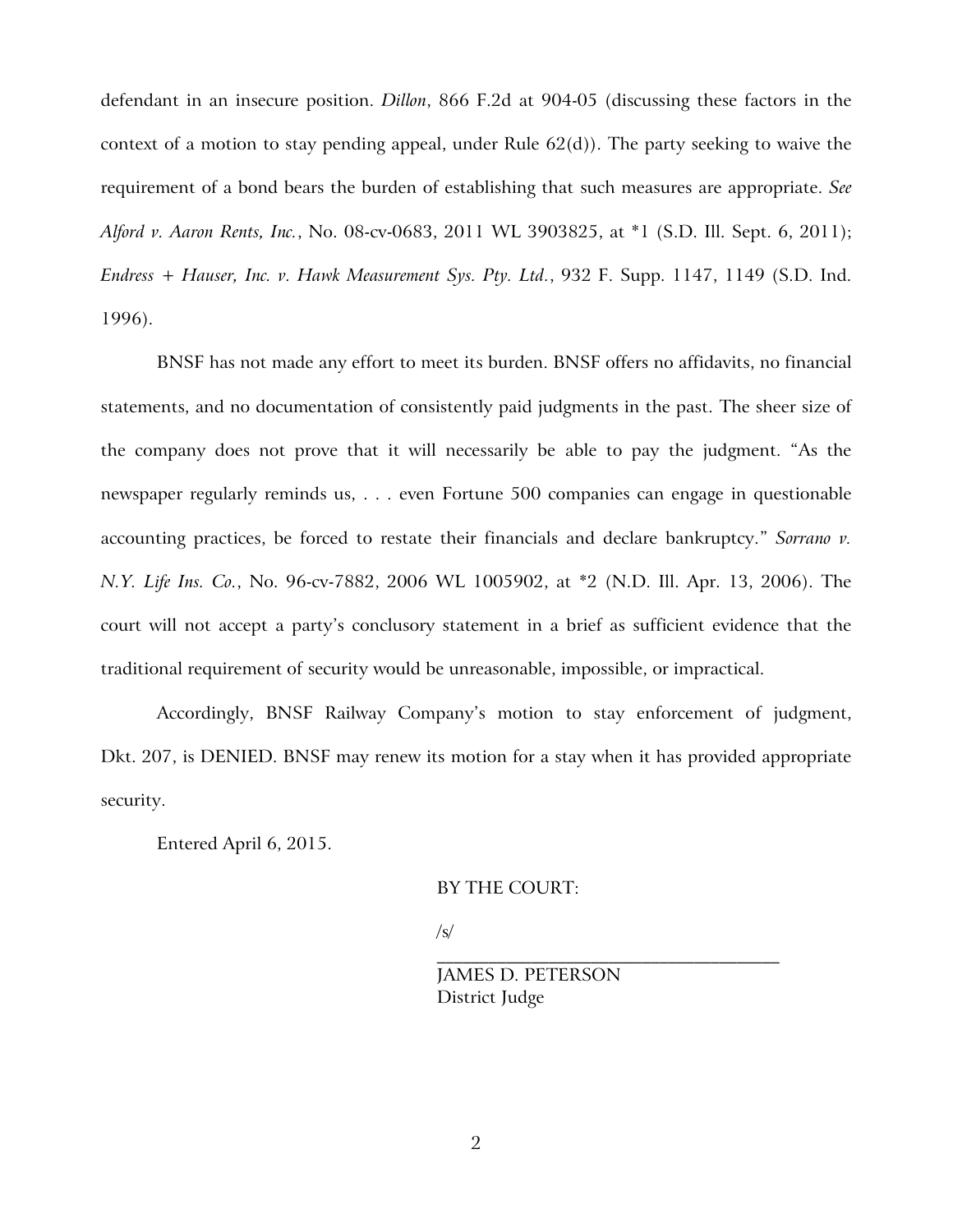defendant in an insecure position. *Dillon*, 866 F.2d at 904-05 (discussing these factors in the context of a motion to stay pending appeal, under Rule 62(d)). The party seeking to waive the requirement of a bond bears the burden of establishing that such measures are appropriate. *See Alford v. Aaron Rents, Inc.*, No. 08-cv-0683, 2011 WL 3903825, at *1 (S.D. Ill. Sept. 6, 2011); *Endress + Hauser, Inc. v. Hawk Measurement Sys. Pty. Ltd.*, 932 F. Supp. 1147, 1149 (S.D. Ind. 1996).

BNSF has not made any effort to meet its burden. BNSF offers no affidavits, no financial statements, and no documentation of consistently paid judgments in the past. The sheer size of the company does not prove that it will necessarily be able to pay the judgment. "As the newspaper regularly reminds us, . . . even Fortune 500 companies can engage in questionable accounting practices, be forced to restate their financials and declare bankruptcy." *Sorrano v. N.Y. Life Ins. Co.*, No. 96-cv-7882, 2006 WL 1005902, at *2 (N.D. Ill. Apr. 13, 2006). The court will not accept a party's conclusory statement in a brief as sufficient evidence that the traditional requirement of security would be unreasonable, impossible, or impractical.

Accordingly, BNSF Railway Company's motion to stay enforcement of judgment, Dkt. 207, is DENIED. BNSF may renew its motion for a stay when it has provided appropriate security.

Entered April 6, 2015.

BY THE COURT:

/s/

JAMES D. PETERSON
District Judge